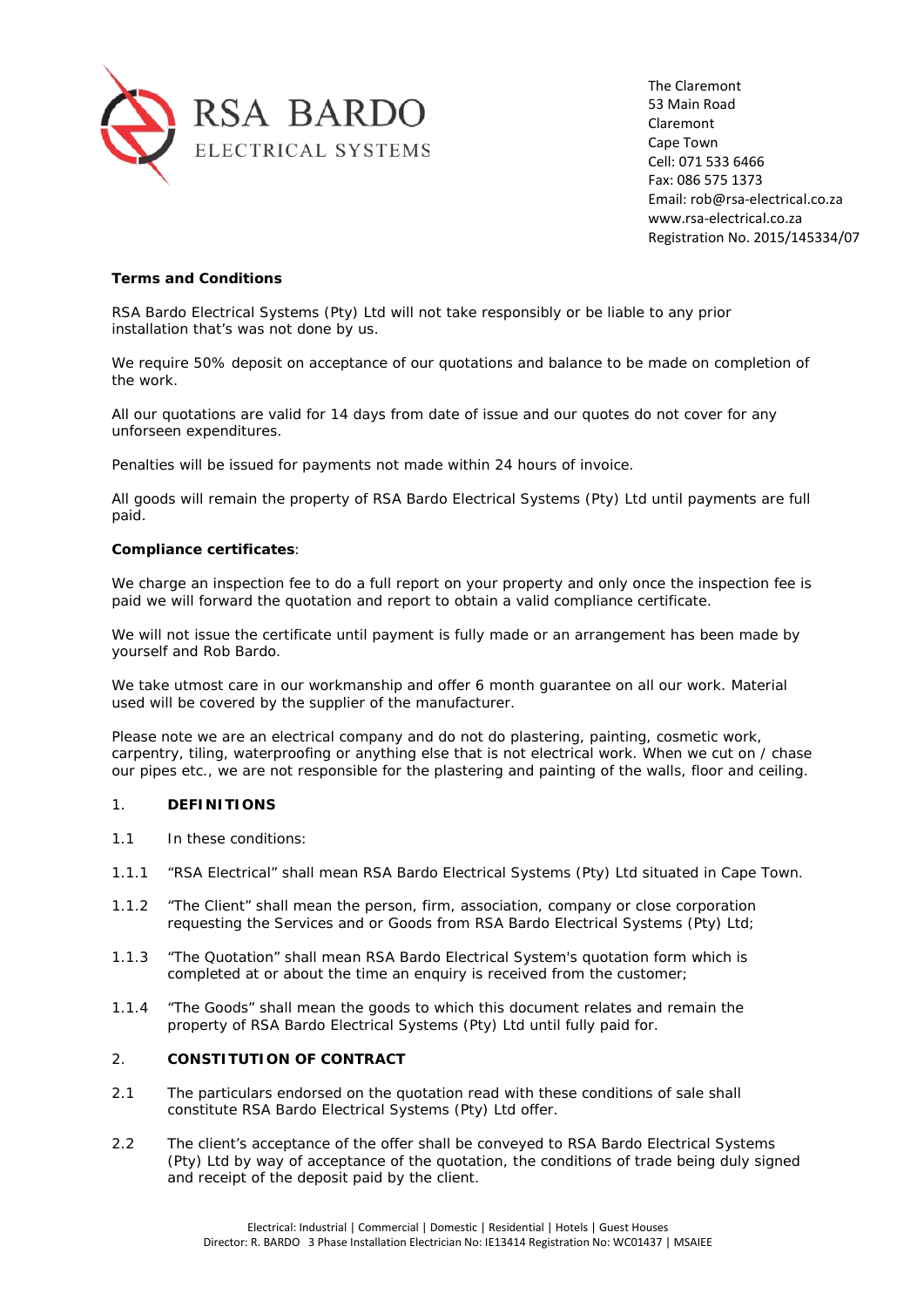RSA BARDO
ELECTRICAL SYSTEMS

The Claremont
53 Main Road
Claremont
Cape Town
Cell: 071 533 6466
Fax: 086 575 1373
Email: rob@rsa-electrical.co.za
www.rsa-electrical.co.za
Registration No. 2015/145334/07

**Terms and Conditions**

RSA Bardo Electrical Systems (Pty) Ltd will not take responsibly or be liable to any prior installation that's was not done by us.

We require 50% deposit on acceptance of our quotations and balance to be made on completion of the work.

All our quotations are valid for 14 days from date of issue and our quotes do not cover for any unforseen expenditures.

Penalties will be issued for payments not made within 24 hours of invoice.

All goods will remain the property of RSA Bardo Electrical Systems (Pty) Ltd until payments are full paid.

**Compliance certificates**:

We charge an inspection fee to do a full report on your property and only once the inspection fee is paid we will forward the quotation and report to obtain a valid compliance certificate.

We will not issue the certificate until payment is fully made or an arrangement has been made by yourself and Rob Bardo.

We take utmost care in our workmanship and offer 6 month guarantee on all our work. Material used will be covered by the supplier of the manufacturer.

Please note we are an electrical company and do not do plastering, painting, cosmetic work, carpentry, tiling, waterproofing or anything else that is not electrical work. When we cut on / chase our pipes etc., we are not responsible for the plastering and painting of the walls, floor and ceiling.

1. **DEFINITIONS**

1.1 In these conditions:

1.1.1 "RSA Electrical" shall mean RSA Bardo Electrical Systems (Pty) Ltd situated in Cape Town.

1.1.2 "The Client" shall mean the person, firm, association, company or close corporation requesting the Services and or Goods from RSA Bardo Electrical Systems (Pty) Ltd;

1.1.3 "The Quotation" shall mean RSA Bardo Electrical System's quotation form which is completed at or about the time an enquiry is received from the customer;

1.1.4 "The Goods" shall mean the goods to which this document relates and remain the property of RSA Bardo Electrical Systems (Pty) Ltd until fully paid for.

2. **CONSTITUTION OF CONTRACT**

2.1 The particulars endorsed on the quotation read with these conditions of sale shall constitute RSA Bardo Electrical Systems (Pty) Ltd offer.

2.2 The client's acceptance of the offer shall be conveyed to RSA Bardo Electrical Systems (Pty) Ltd by way of acceptance of the quotation, the conditions of trade being duly signed and receipt of the deposit paid by the client.

Electrical: Industrial | Commercial | Domestic | Residential | Hotels | Guest Houses
Director: R. BARDO 3 Phase Installation Electrician No: IE13414 Registration No: WC01437 | MSAIEE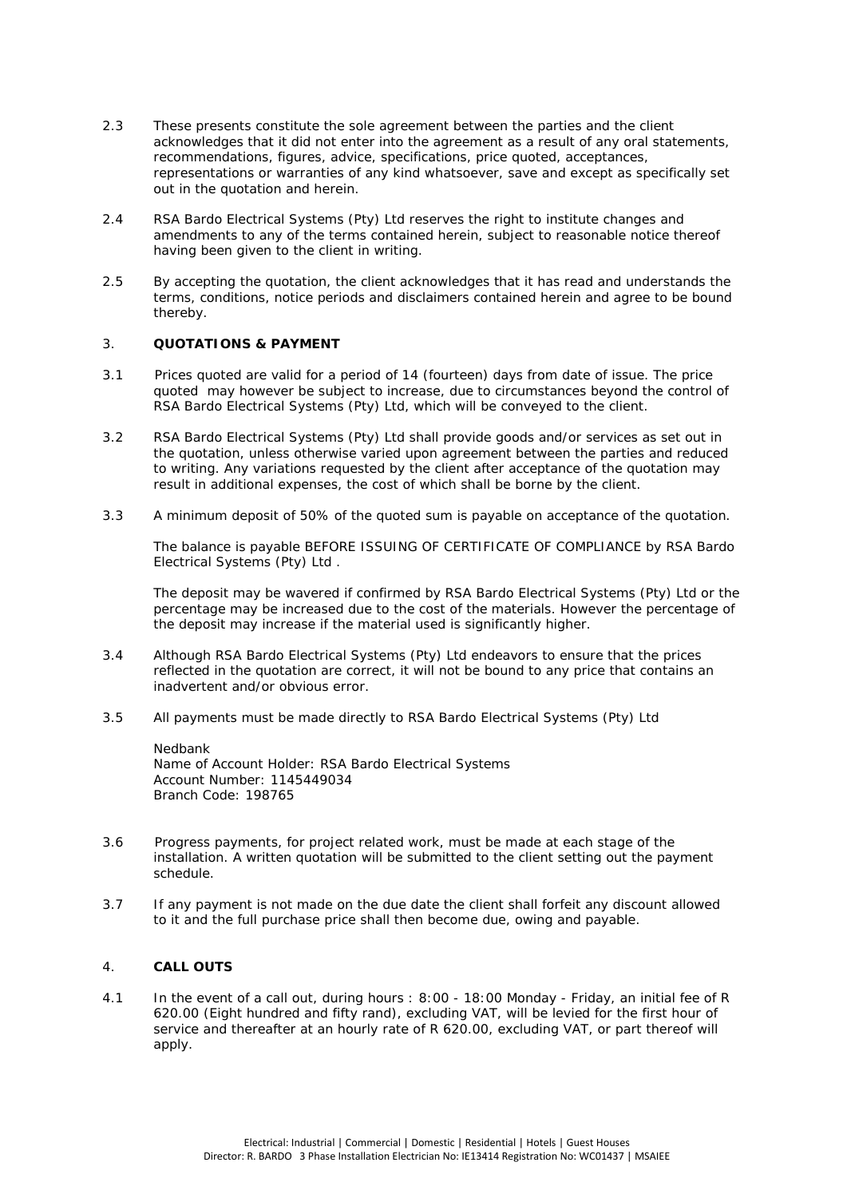2.3 These presents constitute the sole agreement between the parties and the client acknowledges that it did not enter into the agreement as a result of any oral statements, recommendations, figures, advice, specifications, price quoted, acceptances, representations or warranties of any kind whatsoever, save and except as specifically set out in the quotation and herein.

2.4 RSA Bardo Electrical Systems (Pty) Ltd reserves the right to institute changes and amendments to any of the terms contained herein, subject to reasonable notice thereof having been given to the client in writing.

2.5 By accepting the quotation, the client acknowledges that it has read and understands the terms, conditions, notice periods and disclaimers contained herein and agree to be bound thereby.

## 3. QUOTATIONS & PAYMENT

3.1 Prices quoted are valid for a period of 14 (fourteen) days from date of issue. The price quoted may however be subject to increase, due to circumstances beyond the control of RSA Bardo Electrical Systems (Pty) Ltd, which will be conveyed to the client.

3.2 RSA Bardo Electrical Systems (Pty) Ltd shall provide goods and/or services as set out in the quotation, unless otherwise varied upon agreement between the parties and reduced to writing. Any variations requested by the client after acceptance of the quotation may result in additional expenses, the cost of which shall be borne by the client.

3.3 A minimum deposit of 50% of the quoted sum is payable on acceptance of the quotation.

The balance is payable BEFORE ISSUING OF CERTIFICATE OF COMPLIANCE by RSA Bardo Electrical Systems (Pty) Ltd .

The deposit may be wavered if confirmed by RSA Bardo Electrical Systems (Pty) Ltd or the percentage may be increased due to the cost of the materials. However the percentage of the deposit may increase if the material used is significantly higher.

3.4 Although RSA Bardo Electrical Systems (Pty) Ltd endeavors to ensure that the prices reflected in the quotation are correct, it will not be bound to any price that contains an inadvertent and/or obvious error.

3.5 All payments must be made directly to RSA Bardo Electrical Systems (Pty) Ltd

Nedbank
Name of Account Holder: RSA Bardo Electrical Systems
Account Number: 1145449034
Branch Code: 198765

3.6 Progress payments, for project related work, must be made at each stage of the installation. A written quotation will be submitted to the client setting out the payment schedule.

3.7 If any payment is not made on the due date the client shall forfeit any discount allowed to it and the full purchase price shall then become due, owing and payable.

## 4. CALL OUTS

4.1 In the event of a call out, during hours : 8:00 - 18:00 Monday - Friday, an initial fee of R 620.00 (Eight hundred and fifty rand), excluding VAT, will be levied for the first hour of service and thereafter at an hourly rate of R 620.00, excluding VAT, or part thereof will apply.

Electrical: Industrial | Commercial | Domestic | Residential | Hotels | Guest Houses
Director: R. BARDO 3 Phase Installation Electrician No: IE13414 Registration No: WC01437 | MSAIEE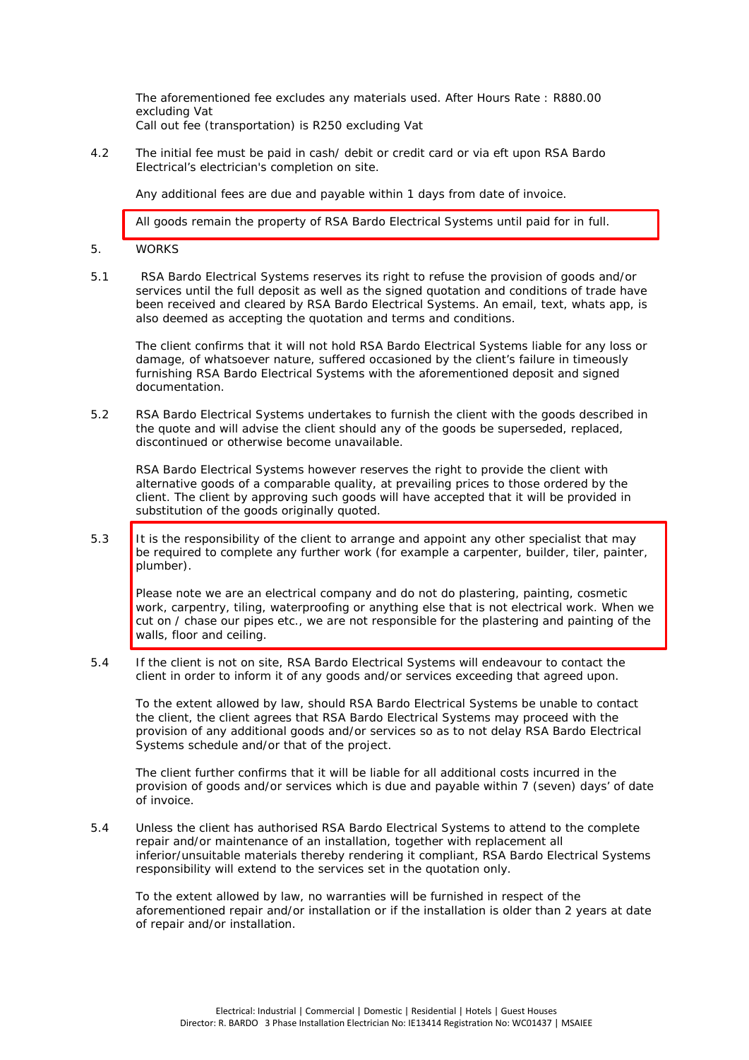The aforementioned fee excludes any materials used. After Hours Rate : R880.00 excluding Vat
Call out fee (transportation) is R250 excluding Vat

4.2 The initial fee must be paid in cash/ debit or credit card or via eft upon RSA Bardo Electrical's electrician's completion on site.

Any additional fees are due and payable within 1 days from date of invoice.

All goods remain the property of RSA Bardo Electrical Systems until paid for in full.

## 5. WORKS

5.1 RSA Bardo Electrical Systems reserves its right to refuse the provision of goods and/or services until the full deposit as well as the signed quotation and conditions of trade have been received and cleared by RSA Bardo Electrical Systems. An email, text, whats app, is also deemed as accepting the quotation and terms and conditions.

The client confirms that it will not hold RSA Bardo Electrical Systems liable for any loss or damage, of whatsoever nature, suffered occasioned by the client's failure in timeously furnishing RSA Bardo Electrical Systems with the aforementioned deposit and signed documentation.

5.2 RSA Bardo Electrical Systems undertakes to furnish the client with the goods described in the quote and will advise the client should any of the goods be superseded, replaced, discontinued or otherwise become unavailable.

RSA Bardo Electrical Systems however reserves the right to provide the client with alternative goods of a comparable quality, at prevailing prices to those ordered by the client. The client by approving such goods will have accepted that it will be provided in substitution of the goods originally quoted.

5.3 It is the responsibility of the client to arrange and appoint any other specialist that may be required to complete any further work (for example a carpenter, builder, tiler, painter, plumber).

Please note we are an electrical company and do not do plastering, painting, cosmetic work, carpentry, tiling, waterproofing or anything else that is not electrical work. When we cut on / chase our pipes etc., we are not responsible for the plastering and painting of the walls, floor and ceiling.

5.4 If the client is not on site, RSA Bardo Electrical Systems will endeavour to contact the client in order to inform it of any goods and/or services exceeding that agreed upon.

To the extent allowed by law, should RSA Bardo Electrical Systems be unable to contact the client, the client agrees that RSA Bardo Electrical Systems may proceed with the provision of any additional goods and/or services so as to not delay RSA Bardo Electrical Systems schedule and/or that of the project.

The client further confirms that it will be liable for all additional costs incurred in the provision of goods and/or services which is due and payable within 7 (seven) days' of date of invoice.

5.4 Unless the client has authorised RSA Bardo Electrical Systems to attend to the complete repair and/or maintenance of an installation, together with replacement all inferior/unsuitable materials thereby rendering it compliant, RSA Bardo Electrical Systems responsibility will extend to the services set in the quotation only.

To the extent allowed by law, no warranties will be furnished in respect of the aforementioned repair and/or installation or if the installation is older than 2 years at date of repair and/or installation.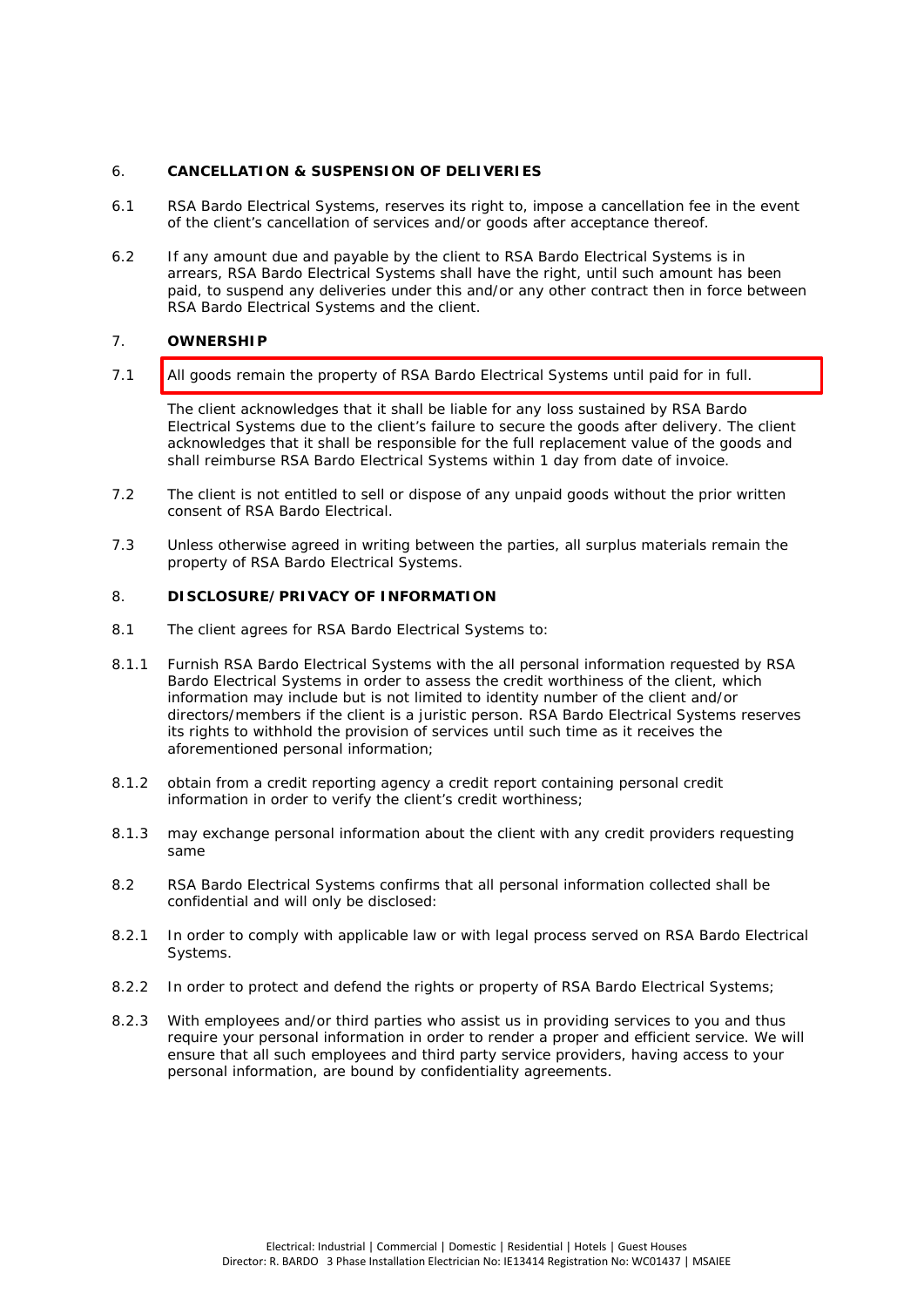6. **CANCELLATION & SUSPENSION OF DELIVERIES**

6.1 RSA Bardo Electrical Systems, reserves its right to, impose a cancellation fee in the event of the client's cancellation of services and/or goods after acceptance thereof.

6.2 If any amount due and payable by the client to RSA Bardo Electrical Systems is in arrears, RSA Bardo Electrical Systems shall have the right, until such amount has been paid, to suspend any deliveries under this and/or any other contract then in force between RSA Bardo Electrical Systems and the client.

7. **OWNERSHIP**

7.1 All goods remain the property of RSA Bardo Electrical Systems until paid for in full.

The client acknowledges that it shall be liable for any loss sustained by RSA Bardo Electrical Systems due to the client's failure to secure the goods after delivery. The client acknowledges that it shall be responsible for the full replacement value of the goods and shall reimburse RSA Bardo Electrical Systems within 1 day from date of invoice.

7.2 The client is not entitled to sell or dispose of any unpaid goods without the prior written consent of RSA Bardo Electrical.

7.3 Unless otherwise agreed in writing between the parties, all surplus materials remain the property of RSA Bardo Electrical Systems.

8. **DISCLOSURE/PRIVACY OF INFORMATION**

8.1 The client agrees for RSA Bardo Electrical Systems to:

8.1.1 Furnish RSA Bardo Electrical Systems with the all personal information requested by RSA Bardo Electrical Systems in order to assess the credit worthiness of the client, which information may include but is not limited to identity number of the client and/or directors/members if the client is a juristic person. RSA Bardo Electrical Systems reserves its rights to withhold the provision of services until such time as it receives the aforementioned personal information;

8.1.2 obtain from a credit reporting agency a credit report containing personal credit information in order to verify the client's credit worthiness;

8.1.3 may exchange personal information about the client with any credit providers requesting same

8.2 RSA Bardo Electrical Systems confirms that all personal information collected shall be confidential and will only be disclosed:

8.2.1 In order to comply with applicable law or with legal process served on RSA Bardo Electrical Systems.

8.2.2 In order to protect and defend the rights or property of RSA Bardo Electrical Systems;

8.2.3 With employees and/or third parties who assist us in providing services to you and thus require your personal information in order to render a proper and efficient service. We will ensure that all such employees and third party service providers, having access to your personal information, are bound by confidentiality agreements.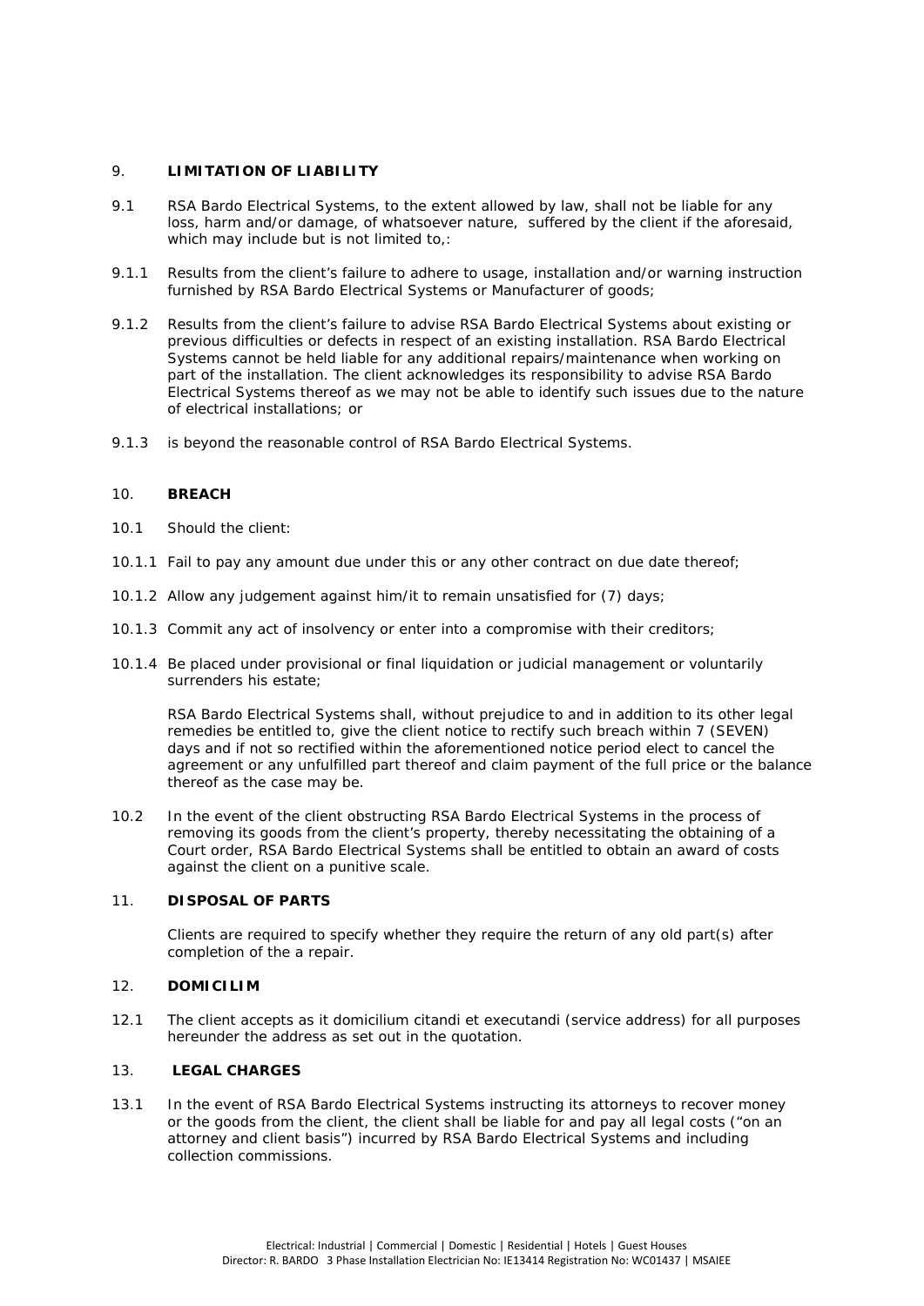## 9. LIMITATION OF LIABILITY

9.1 RSA Bardo Electrical Systems, to the extent allowed by law, shall not be liable for any loss, harm and/or damage, of whatsoever nature, suffered by the client if the aforesaid, which may include but is not limited to,:

9.1.1 Results from the client's failure to adhere to usage, installation and/or warning instruction furnished by RSA Bardo Electrical Systems or Manufacturer of goods;

9.1.2 Results from the client's failure to advise RSA Bardo Electrical Systems about existing or previous difficulties or defects in respect of an existing installation. RSA Bardo Electrical Systems cannot be held liable for any additional repairs/maintenance when working on part of the installation. The client acknowledges its responsibility to advise RSA Bardo Electrical Systems thereof as we may not be able to identify such issues due to the nature of electrical installations; or

9.1.3 is beyond the reasonable control of RSA Bardo Electrical Systems.

## 10. BREACH

10.1 Should the client:

10.1.1 Fail to pay any amount due under this or any other contract on due date thereof;

10.1.2 Allow any judgement against him/it to remain unsatisfied for (7) days;

10.1.3 Commit any act of insolvency or enter into a compromise with their creditors;

10.1.4 Be placed under provisional or final liquidation or judicial management or voluntarily surrenders his estate;

RSA Bardo Electrical Systems shall, without prejudice to and in addition to its other legal remedies be entitled to, give the client notice to rectify such breach within 7 (SEVEN) days and if not so rectified within the aforementioned notice period elect to cancel the agreement or any unfulfilled part thereof and claim payment of the full price or the balance thereof as the case may be.

10.2 In the event of the client obstructing RSA Bardo Electrical Systems in the process of removing its goods from the client's property, thereby necessitating the obtaining of a Court order, RSA Bardo Electrical Systems shall be entitled to obtain an award of costs against the client on a punitive scale.

## 11. DISPOSAL OF PARTS

Clients are required to specify whether they require the return of any old part(s) after completion of the a repair.

## 12. DOMICILIM

12.1 The client accepts as it domicilium citandi et executandi (service address) for all purposes hereunder the address as set out in the quotation.

## 13. LEGAL CHARGES

13.1 In the event of RSA Bardo Electrical Systems instructing its attorneys to recover money or the goods from the client, the client shall be liable for and pay all legal costs ("on an attorney and client basis") incurred by RSA Bardo Electrical Systems and including collection commissions.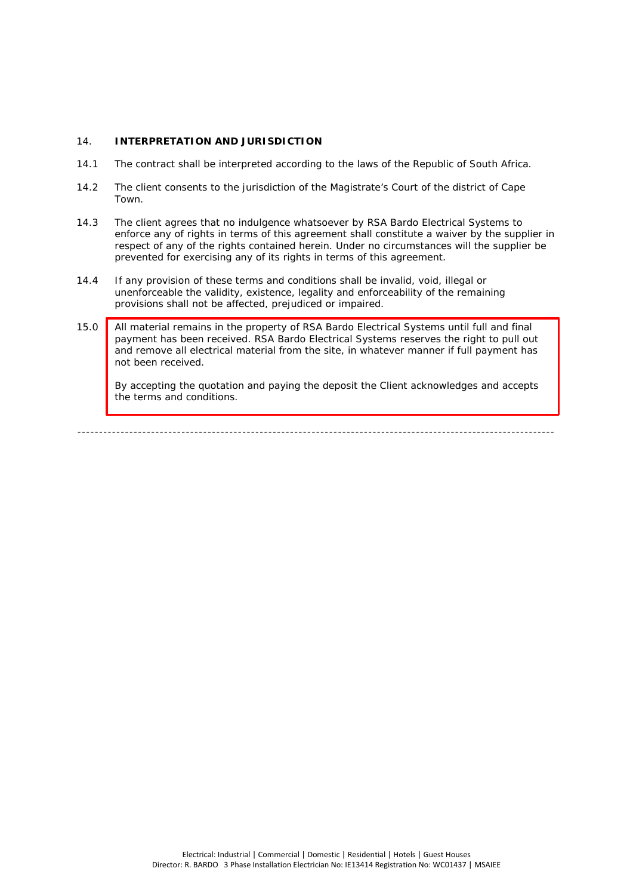## 14. INTERPRETATION AND JURISDICTION

14.1 The contract shall be interpreted according to the laws of the Republic of South Africa.

14.2 The client consents to the jurisdiction of the Magistrate's Court of the district of Cape Town.

14.3 The client agrees that no indulgence whatsoever by RSA Bardo Electrical Systems to enforce any of rights in terms of this agreement shall constitute a waiver by the supplier in respect of any of the rights contained herein. Under no circumstances will the supplier be prevented for exercising any of its rights in terms of this agreement.

14.4 If any provision of these terms and conditions shall be invalid, void, illegal or unenforceable the validity, existence, legality and enforceability of the remaining provisions shall not be affected, prejudiced or impaired.

15.0 All material remains in the property of RSA Bardo Electrical Systems until full and final payment has been received. RSA Bardo Electrical Systems reserves the right to pull out and remove all electrical material from the site, in whatever manner if full payment has not been received.

By accepting the quotation and paying the deposit the Client acknowledges and accepts the terms and conditions.

---